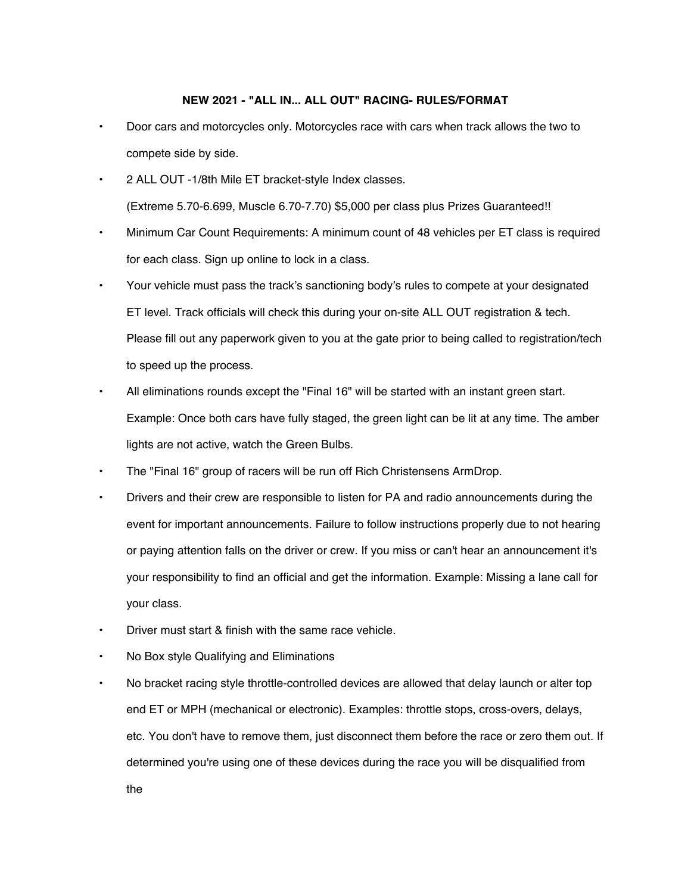**NEW 2021 - "ALL IN... ALL OUT" RACING- RULES/FORMAT**

- Door cars and motorcycles only. Motorcycles race with cars when track allows the two to compete side by side.
- 2 ALL OUT -1/8th Mile ET bracket-style Index classes.
  (Extreme 5.70-6.699, Muscle 6.70-7.70) $5,000 per class plus Prizes Guaranteed!!
- Minimum Car Count Requirements: A minimum count of 48 vehicles per ET class is required for each class. Sign up online to lock in a class.
- Your vehicle must pass the track's sanctioning body's rules to compete at your designated ET level. Track officials will check this during your on-site ALL OUT registration & tech. Please fill out any paperwork given to you at the gate prior to being called to registration/tech to speed up the process.
- All eliminations rounds except the "Final 16" will be started with an instant green start. Example: Once both cars have fully staged, the green light can be lit at any time. The amber lights are not active, watch the Green Bulbs.
- The "Final 16" group of racers will be run off Rich Christensens ArmDrop.
- Drivers and their crew are responsible to listen for PA and radio announcements during the event for important announcements. Failure to follow instructions properly due to not hearing or paying attention falls on the driver or crew. If you miss or can't hear an announcement it's your responsibility to find an official and get the information. Example: Missing a lane call for your class.
- Driver must start & finish with the same race vehicle.
- No Box style Qualifying and Eliminations
- No bracket racing style throttle-controlled devices are allowed that delay launch or alter top end ET or MPH (mechanical or electronic). Examples: throttle stops, cross-overs, delays, etc. You don't have to remove them, just disconnect them before the race or zero them out. If determined you're using one of these devices during the race you will be disqualified from the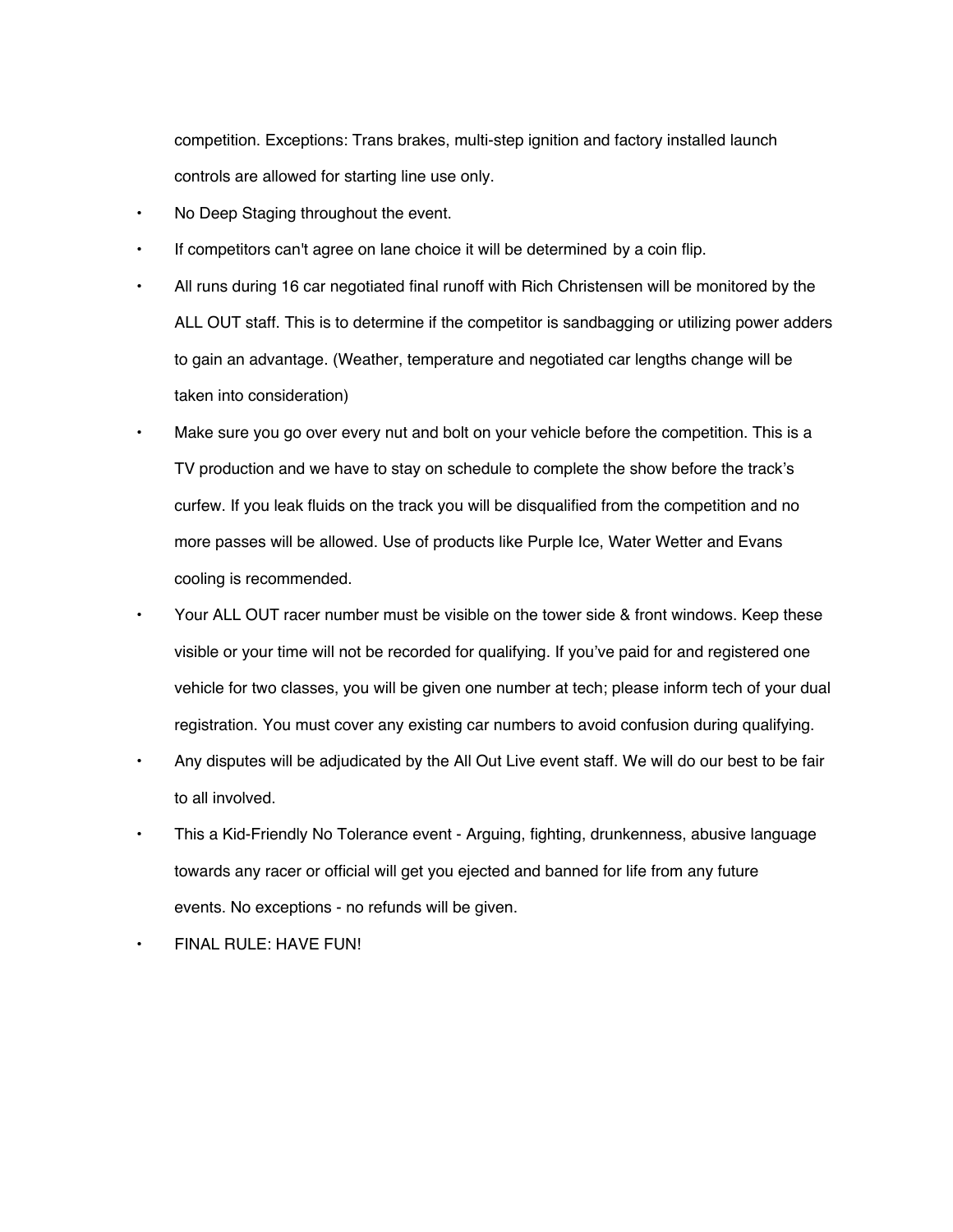competition. Exceptions: Trans brakes, multi-step ignition and factory installed launch controls are allowed for starting line use only.

- No Deep Staging throughout the event.
- If competitors can't agree on lane choice it will be determined by a coin flip.
- All runs during 16 car negotiated final runoff with Rich Christensen will be monitored by the ALL OUT staff. This is to determine if the competitor is sandbagging or utilizing power adders to gain an advantage. (Weather, temperature and negotiated car lengths change will be taken into consideration)
- Make sure you go over every nut and bolt on your vehicle before the competition. This is a TV production and we have to stay on schedule to complete the show before the track's curfew. If you leak fluids on the track you will be disqualified from the competition and no more passes will be allowed. Use of products like Purple Ice, Water Wetter and Evans cooling is recommended.
- Your ALL OUT racer number must be visible on the tower side & front windows. Keep these visible or your time will not be recorded for qualifying. If you've paid for and registered one vehicle for two classes, you will be given one number at tech; please inform tech of your dual registration. You must cover any existing car numbers to avoid confusion during qualifying.
- Any disputes will be adjudicated by the All Out Live event staff. We will do our best to be fair to all involved.
- This a Kid-Friendly No Tolerance event - Arguing, fighting, drunkenness, abusive language towards any racer or official will get you ejected and banned for life from any future events. No exceptions - no refunds will be given.
- FINAL RULE: HAVE FUN!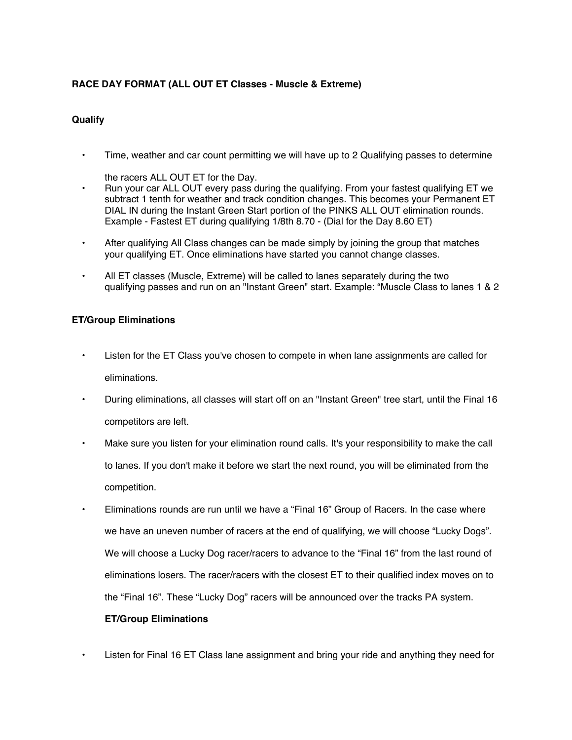**RACE DAY FORMAT (ALL OUT ET Classes - Muscle & Extreme)**

**Qualify**

- Time, weather and car count permitting we will have up to 2 Qualifying passes to determine the racers ALL OUT ET for the Day.
- Run your car ALL OUT every pass during the qualifying. From your fastest qualifying ET we subtract 1 tenth for weather and track condition changes. This becomes your Permanent ET DIAL IN during the Instant Green Start portion of the PINKS ALL OUT elimination rounds. Example - Fastest ET during qualifying 1/8th 8.70 - (Dial for the Day 8.60 ET)
- After qualifying All Class changes can be made simply by joining the group that matches your qualifying ET. Once eliminations have started you cannot change classes.
- All ET classes (Muscle, Extreme) will be called to lanes separately during the two qualifying passes and run on an "Instant Green" start. Example: “Muscle Class to lanes 1 & 2

**ET/Group Eliminations**

- Listen for the ET Class you've chosen to compete in when lane assignments are called for eliminations.
- During eliminations, all classes will start off on an "Instant Green" tree start, until the Final 16 competitors are left.
- Make sure you listen for your elimination round calls. It's your responsibility to make the call to lanes. If you don't make it before we start the next round, you will be eliminated from the competition.
- Eliminations rounds are run until we have a “Final 16” Group of Racers. In the case where we have an uneven number of racers at the end of qualifying, we will choose “Lucky Dogs”. We will choose a Lucky Dog racer/racers to advance to the “Final 16” from the last round of eliminations losers. The racer/racers with the closest ET to their qualified index moves on to the “Final 16”. These “Lucky Dog” racers will be announced over the tracks PA system.

  **ET/Group Eliminations**

- Listen for Final 16 ET Class lane assignment and bring your ride and anything they need for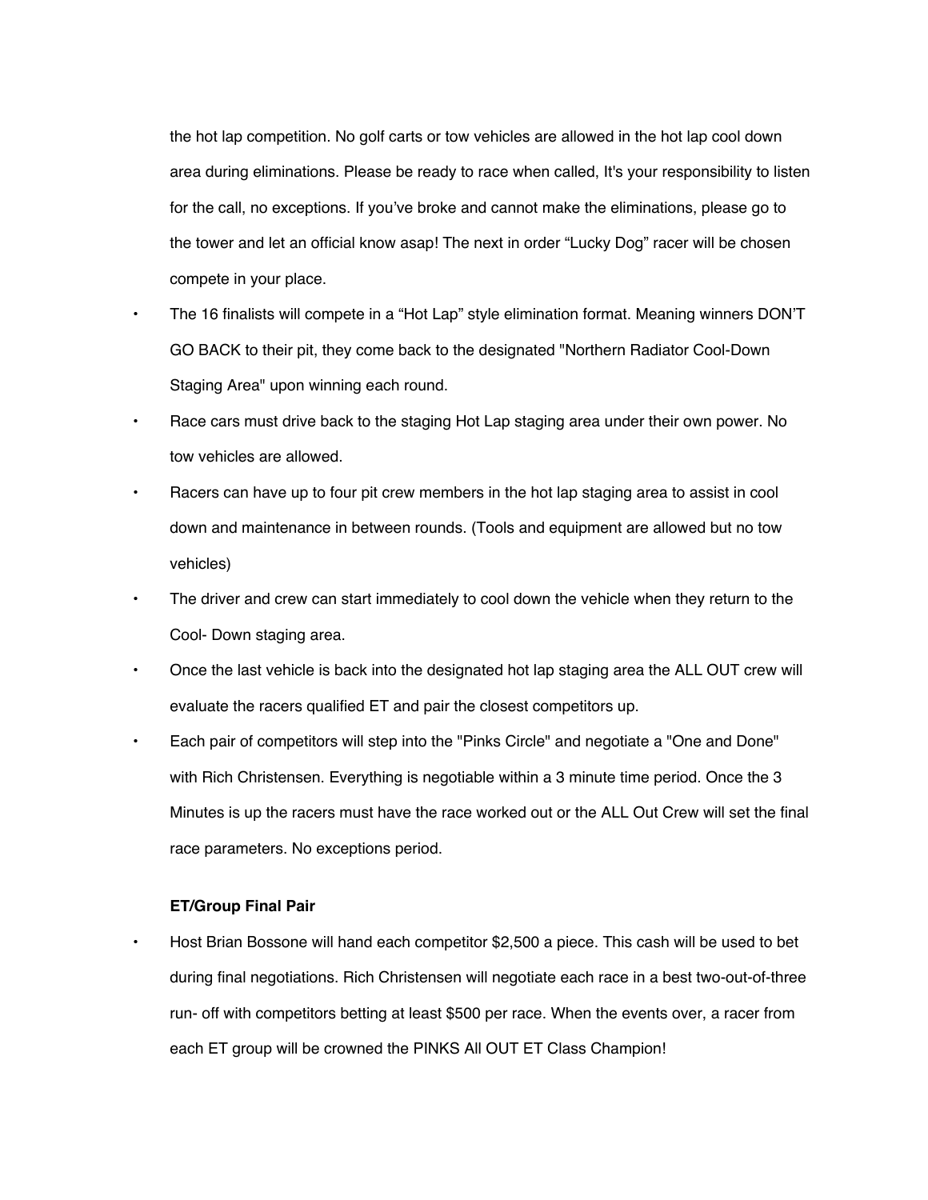the hot lap competition. No golf carts or tow vehicles are allowed in the hot lap cool down area during eliminations. Please be ready to race when called, It's your responsibility to listen for the call, no exceptions. If you've broke and cannot make the eliminations, please go to the tower and let an official know asap! The next in order "Lucky Dog" racer will be chosen compete in your place.

- The 16 finalists will compete in a "Hot Lap" style elimination format. Meaning winners DON'T GO BACK to their pit, they come back to the designated "Northern Radiator Cool-Down Staging Area" upon winning each round.
- Race cars must drive back to the staging Hot Lap staging area under their own power. No tow vehicles are allowed.
- Racers can have up to four pit crew members in the hot lap staging area to assist in cool down and maintenance in between rounds. (Tools and equipment are allowed but no tow vehicles)
- The driver and crew can start immediately to cool down the vehicle when they return to the Cool- Down staging area.
- Once the last vehicle is back into the designated hot lap staging area the ALL OUT crew will evaluate the racers qualified ET and pair the closest competitors up.
- Each pair of competitors will step into the "Pinks Circle" and negotiate a "One and Done" with Rich Christensen. Everything is negotiable within a 3 minute time period. Once the 3 Minutes is up the racers must have the race worked out or the ALL Out Crew will set the final race parameters. No exceptions period.

**ET/Group Final Pair**

- Host Brian Bossone will hand each competitor $2,500 a piece. This cash will be used to bet during final negotiations. Rich Christensen will negotiate each race in a best two-out-of-three run- off with competitors betting at least $500 per race. When the events over, a racer from each ET group will be crowned the PINKS All OUT ET Class Champion!